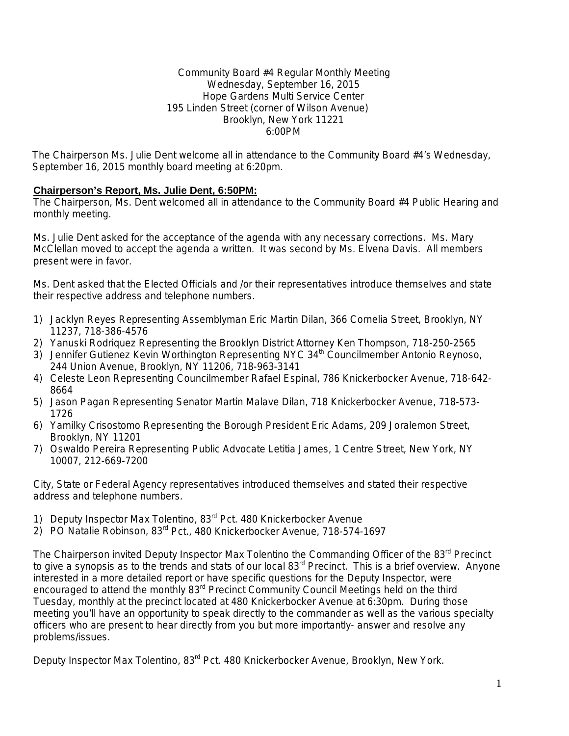Community Board #4 Regular Monthly Meeting
Wednesday, September 16, 2015
Hope Gardens Multi Service Center
195 Linden Street (corner of Wilson Avenue)
Brooklyn, New York 11221
6:00PM

The Chairperson Ms. Julie Dent welcome all in attendance to the Community Board #4's Wednesday, September 16, 2015 monthly board meeting at 6:20pm.

**Chairperson's Report, Ms. Julie Dent, 6:50PM:**

The Chairperson, Ms. Dent welcomed all in attendance to the Community Board #4 Public Hearing and monthly meeting.

Ms. Julie Dent asked for the acceptance of the agenda with any necessary corrections. Ms. Mary McClellan moved to accept the agenda a written. It was second by Ms. Elvena Davis. All members present were in favor.

Ms. Dent asked that the Elected Officials and /or their representatives introduce themselves and state their respective address and telephone numbers.

1) Jacklyn Reyes Representing Assemblyman Eric Martin Dilan, 366 Cornelia Street, Brooklyn, NY 11237, 718-386-4576
2) Yanuski Rodriquez Representing the Brooklyn District Attorney Ken Thompson, 718-250-2565
3) Jennifer Gutienez Kevin Worthington Representing NYC 34th Councilmember Antonio Reynoso, 244 Union Avenue, Brooklyn, NY 11206, 718-963-3141
4) Celeste Leon Representing Councilmember Rafael Espinal, 786 Knickerbocker Avenue, 718-642-8664
5) Jason Pagan Representing Senator Martin Malave Dilan, 718 Knickerbocker Avenue, 718-573-1726
6) Yamilky Crisostomo Representing the Borough President Eric Adams, 209 Joralemon Street, Brooklyn, NY 11201
7) Oswaldo Pereira Representing Public Advocate Letitia James, 1 Centre Street, New York, NY 10007, 212-669-7200

City, State or Federal Agency representatives introduced themselves and stated their respective address and telephone numbers.

1) Deputy Inspector Max Tolentino, 83rd Pct. 480 Knickerbocker Avenue
2) PO Natalie Robinson, 83rd Pct., 480 Knickerbocker Avenue, 718-574-1697

The Chairperson invited Deputy Inspector Max Tolentino the Commanding Officer of the 83rd Precinct to give a synopsis as to the trends and stats of our local 83rd Precinct. This is a brief overview. Anyone interested in a more detailed report or have specific questions for the Deputy Inspector, were encouraged to attend the monthly 83rd Precinct Community Council Meetings held on the third Tuesday, monthly at the precinct located at 480 Knickerbocker Avenue at 6:30pm. During those meeting you'll have an opportunity to speak directly to the commander as well as the various specialty officers who are present to hear directly from you but more importantly- answer and resolve any problems/issues.

Deputy Inspector Max Tolentino, 83rd Pct. 480 Knickerbocker Avenue, Brooklyn, New York.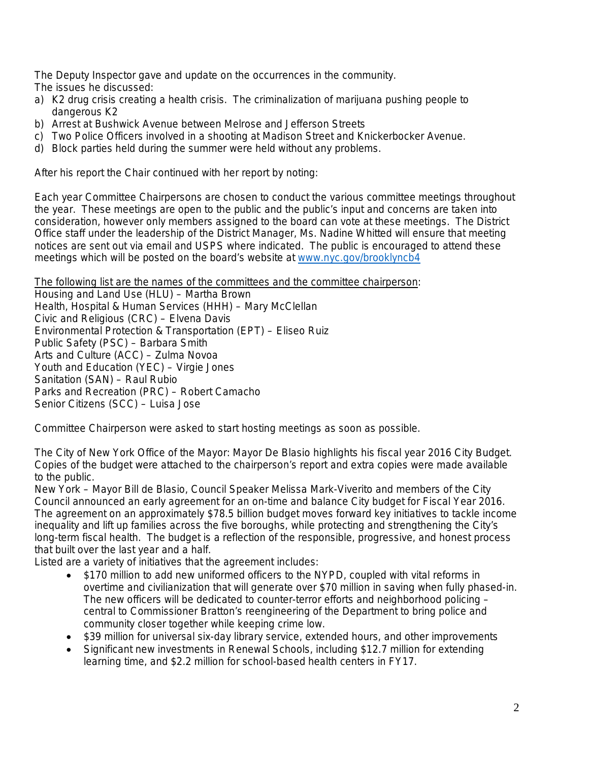The Deputy Inspector gave and update on the occurrences in the community.
The issues he discussed:

a) K2 drug crisis creating a health crisis. The criminalization of marijuana pushing people to dangerous K2
b) Arrest at Bushwick Avenue between Melrose and Jefferson Streets
c) Two Police Officers involved in a shooting at Madison Street and Knickerbocker Avenue.
d) Block parties held during the summer were held without any problems.

After his report the Chair continued with her report by noting:

Each year Committee Chairpersons are chosen to conduct the various committee meetings throughout the year. These meetings are open to the public and the public's input and concerns are taken into consideration, however only members assigned to the board can vote at these meetings. The District Office staff under the leadership of the District Manager, Ms. Nadine Whitted will ensure that meeting notices are sent out via email and USPS where indicated. The public is encouraged to attend these meetings which will be posted on the board's website at www.nyc.gov/brooklyncb4

<u>The following list are the names of the committees and the committee chairperson</u>:
Housing and Land Use (HLU) – Martha Brown
Health, Hospital & Human Services (HHH) – Mary McClellan
Civic and Religious (CRC) – Elvena Davis
Environmental Protection & Transportation (EPT) – Eliseo Ruiz
Public Safety (PSC) – Barbara Smith
Arts and Culture (ACC) – Zulma Novoa
Youth and Education (YEC) – Virgie Jones
Sanitation (SAN) – Raul Rubio
Parks and Recreation (PRC) – Robert Camacho
Senior Citizens (SCC) – Luisa Jose

Committee Chairperson were asked to start hosting meetings as soon as possible.

The City of New York Office of the Mayor: Mayor De Blasio highlights his fiscal year 2016 City Budget. Copies of the budget were attached to the chairperson's report and extra copies were made available to the public.
New York – Mayor Bill de Blasio, Council Speaker Melissa Mark-Viverito and members of the City Council announced an early agreement for an on-time and balance City budget for Fiscal Year 2016. The agreement on an approximately $78.5 billion budget moves forward key initiatives to tackle income inequality and lift up families across the five boroughs, while protecting and strengthening the City's long-term fiscal health. The budget is a reflection of the responsible, progressive, and honest process that built over the last year and a half.
Listed are a variety of initiatives that the agreement includes:

- $170 million to add new uniformed officers to the NYPD, coupled with vital reforms in overtime and civilianization that will generate over $70 million in saving when fully phased-in. The new officers will be dedicated to counter-terror efforts and neighborhood policing – central to Commissioner Bratton's reengineering of the Department to bring police and community closer together while keeping crime low.
- $39 million for universal six-day library service, extended hours, and other improvements
- Significant new investments in Renewal Schools, including $12.7 million for extending learning time, and $2.2 million for school-based health centers in FY17.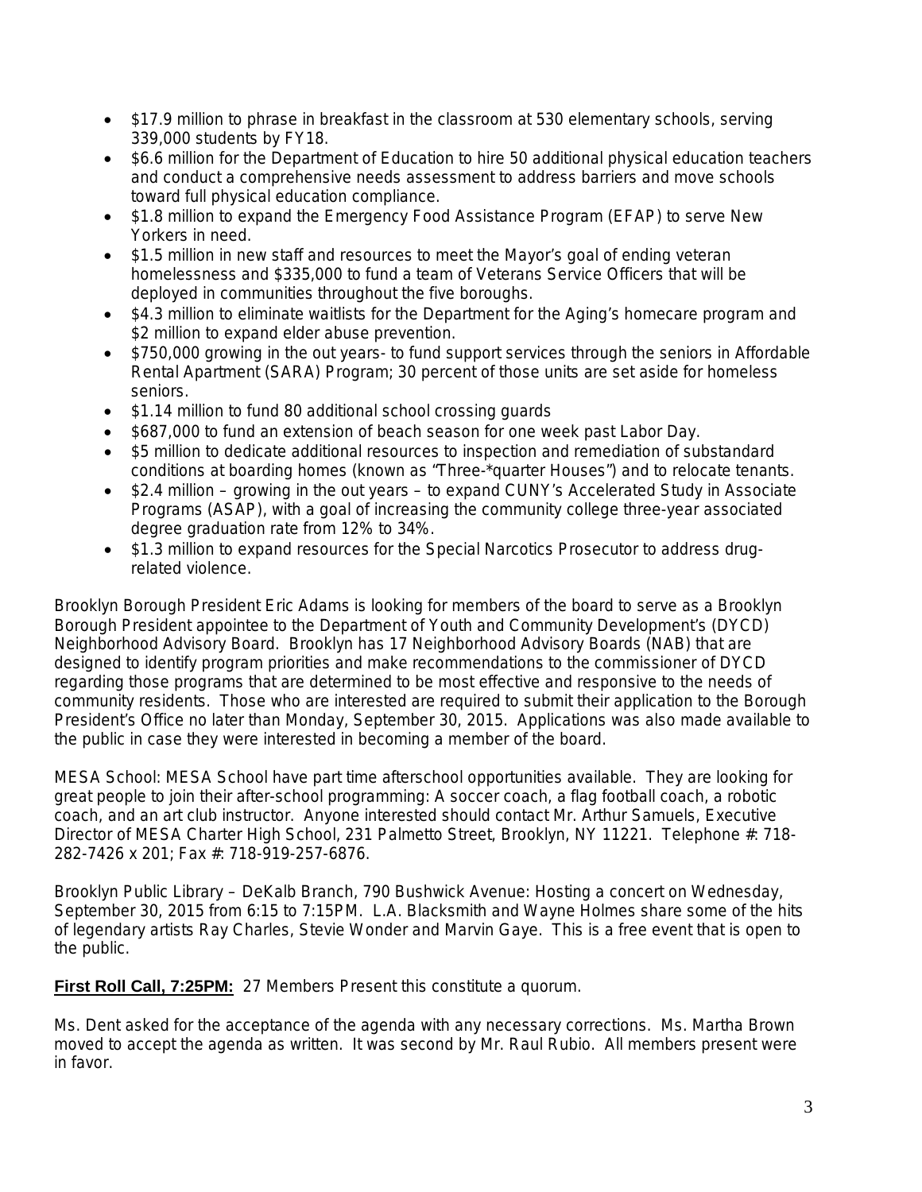- $17.9 million to phrase in breakfast in the classroom at 530 elementary schools, serving 339,000 students by FY18.
- $6.6 million for the Department of Education to hire 50 additional physical education teachers and conduct a comprehensive needs assessment to address barriers and move schools toward full physical education compliance.
- $1.8 million to expand the Emergency Food Assistance Program (EFAP) to serve New Yorkers in need.
- $1.5 million in new staff and resources to meet the Mayor's goal of ending veteran homelessness and $335,000 to fund a team of Veterans Service Officers that will be deployed in communities throughout the five boroughs.
- $4.3 million to eliminate waitlists for the Department for the Aging's homecare program and $2 million to expand elder abuse prevention.
- $750,000 growing in the out years- to fund support services through the seniors in Affordable Rental Apartment (SARA) Program; 30 percent of those units are set aside for homeless seniors.
- $1.14 million to fund 80 additional school crossing guards
- $687,000 to fund an extension of beach season for one week past Labor Day.
- $5 million to dedicate additional resources to inspection and remediation of substandard conditions at boarding homes (known as "Three-*quarter Houses") and to relocate tenants.
- $2.4 million – growing in the out years – to expand CUNY's Accelerated Study in Associate Programs (ASAP), with a goal of increasing the community college three-year associated degree graduation rate from 12% to 34%.
- $1.3 million to expand resources for the Special Narcotics Prosecutor to address drug-related violence.

Brooklyn Borough President Eric Adams is looking for members of the board to serve as a Brooklyn Borough President appointee to the Department of Youth and Community Development's (DYCD) Neighborhood Advisory Board. Brooklyn has 17 Neighborhood Advisory Boards (NAB) that are designed to identify program priorities and make recommendations to the commissioner of DYCD regarding those programs that are determined to be most effective and responsive to the needs of community residents. Those who are interested are required to submit their application to the Borough President's Office no later than Monday, September 30, 2015. Applications was also made available to the public in case they were interested in becoming a member of the board.

MESA School: MESA School have part time afterschool opportunities available. They are looking for great people to join their after-school programming: A soccer coach, a flag football coach, a robotic coach, and an art club instructor. Anyone interested should contact Mr. Arthur Samuels, Executive Director of MESA Charter High School, 231 Palmetto Street, Brooklyn, NY 11221. Telephone #: 718-282-7426 x 201; Fax #: 718-919-257-6876.

Brooklyn Public Library – DeKalb Branch, 790 Bushwick Avenue: Hosting a concert on Wednesday, September 30, 2015 from 6:15 to 7:15PM. L.A. Blacksmith and Wayne Holmes share some of the hits of legendary artists Ray Charles, Stevie Wonder and Marvin Gaye. This is a free event that is open to the public.

**First Roll Call, 7:25PM:** 27 Members Present this constitute a quorum.

Ms. Dent asked for the acceptance of the agenda with any necessary corrections. Ms. Martha Brown moved to accept the agenda as written. It was second by Mr. Raul Rubio. All members present were in favor.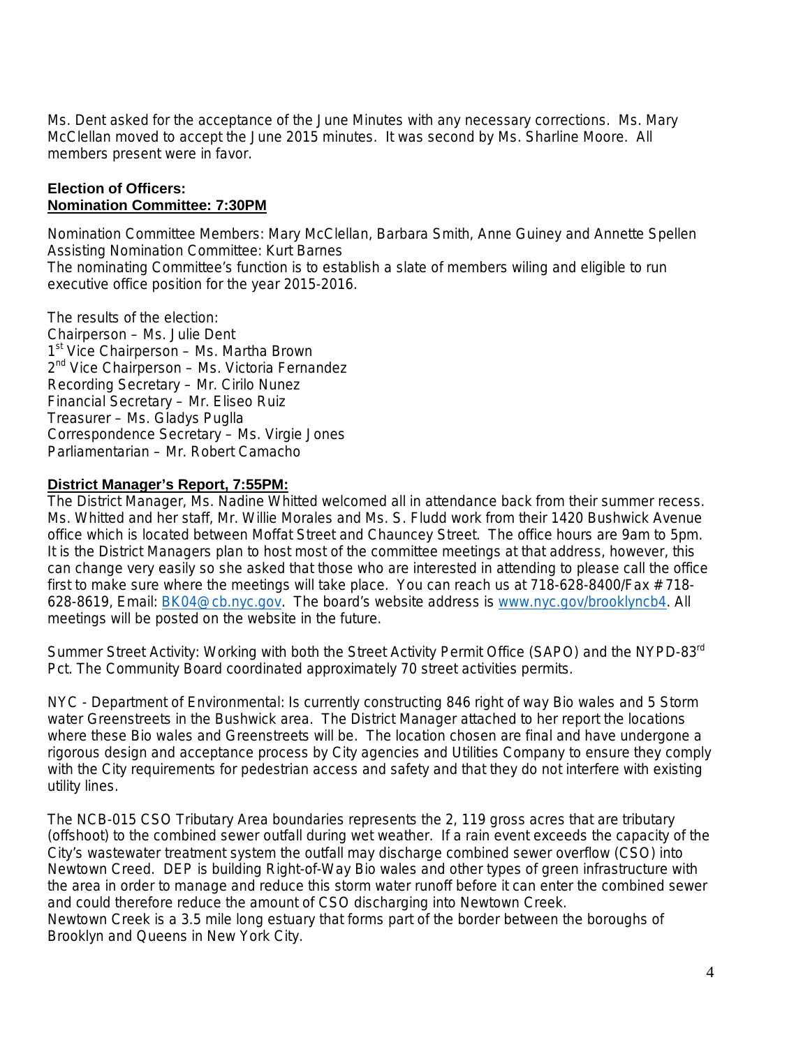Ms. Dent asked for the acceptance of the June Minutes with any necessary corrections. Ms. Mary McClellan moved to accept the June 2015 minutes. It was second by Ms. Sharline Moore. All members present were in favor.

**Election of Officers:**
**Nomination Committee: 7:30PM**

Nomination Committee Members: Mary McClellan, Barbara Smith, Anne Guiney and Annette Spellen
Assisting Nomination Committee: Kurt Barnes
The nominating Committee's function is to establish a slate of members wiling and eligible to run executive office position for the year 2015-2016.

The results of the election:
Chairperson – Ms. Julie Dent
1st Vice Chairperson – Ms. Martha Brown
2nd Vice Chairperson – Ms. Victoria Fernandez
Recording Secretary – Mr. Cirilo Nunez
Financial Secretary – Mr. Eliseo Ruiz
Treasurer – Ms. Gladys Puglla
Correspondence Secretary – Ms. Virgie Jones
Parliamentarian – Mr. Robert Camacho

**District Manager's Report, 7:55PM:**
The District Manager, Ms. Nadine Whitted welcomed all in attendance back from their summer recess. Ms. Whitted and her staff, Mr. Willie Morales and Ms. S. Fludd work from their 1420 Bushwick Avenue office which is located between Moffat Street and Chauncey Street. The office hours are 9am to 5pm. It is the District Managers plan to host most of the committee meetings at that address, however, this can change very easily so she asked that those who are interested in attending to please call the office first to make sure where the meetings will take place. You can reach us at 718-628-8400/Fax # 718-628-8619, Email: BK04@cb.nyc.gov. The board's website address is www.nyc.gov/brooklyncb4. All meetings will be posted on the website in the future.

Summer Street Activity: Working with both the Street Activity Permit Office (SAPO) and the NYPD-83rd Pct. The Community Board coordinated approximately 70 street activities permits.

NYC - Department of Environmental: Is currently constructing 846 right of way Bio wales and 5 Storm water Greenstreets in the Bushwick area. The District Manager attached to her report the locations where these Bio wales and Greenstreets will be. The location chosen are final and have undergone a rigorous design and acceptance process by City agencies and Utilities Company to ensure they comply with the City requirements for pedestrian access and safety and that they do not interfere with existing utility lines.

The NCB-015 CSO Tributary Area boundaries represents the 2, 119 gross acres that are tributary (offshoot) to the combined sewer outfall during wet weather. If a rain event exceeds the capacity of the City's wastewater treatment system the outfall may discharge combined sewer overflow (CSO) into Newtown Creed. DEP is building Right-of-Way Bio wales and other types of green infrastructure with the area in order to manage and reduce this storm water runoff before it can enter the combined sewer and could therefore reduce the amount of CSO discharging into Newtown Creek.
Newtown Creek is a 3.5 mile long estuary that forms part of the border between the boroughs of Brooklyn and Queens in New York City.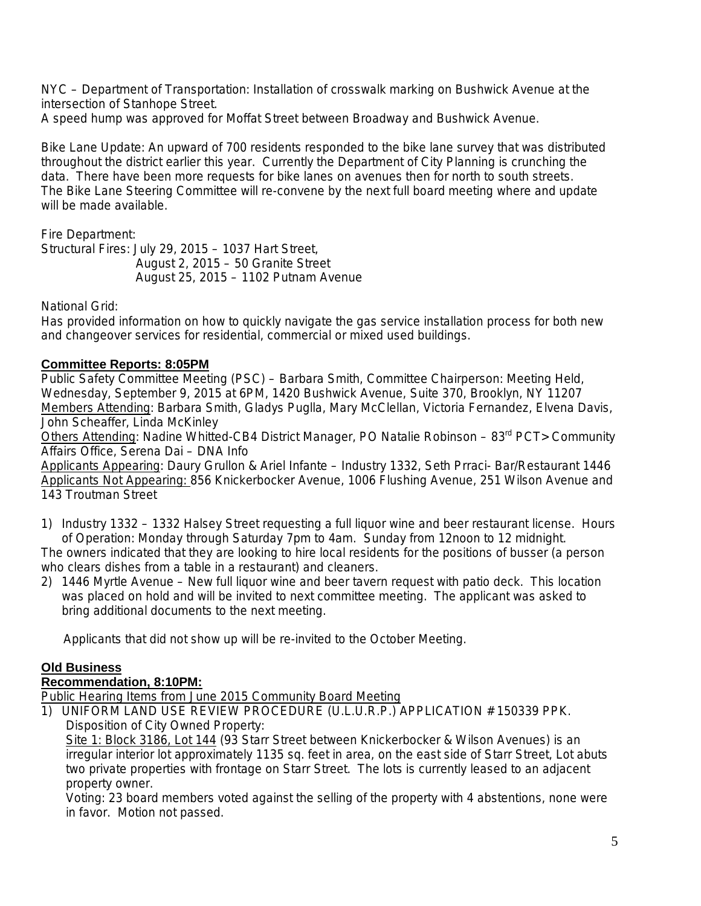NYC – Department of Transportation: Installation of crosswalk marking on Bushwick Avenue at the intersection of Stanhope Street.
A speed hump was approved for Moffat Street between Broadway and Bushwick Avenue.

Bike Lane Update: An upward of 700 residents responded to the bike lane survey that was distributed throughout the district earlier this year. Currently the Department of City Planning is crunching the data. There have been more requests for bike lanes on avenues then for north to south streets. The Bike Lane Steering Committee will re-convene by the next full board meeting where and update will be made available.

Fire Department:
Structural Fires: July 29, 2015 – 1037 Hart Street,
August 2, 2015 – 50 Granite Street
August 25, 2015 – 1102 Putnam Avenue

National Grid:
Has provided information on how to quickly navigate the gas service installation process for both new and changeover services for residential, commercial or mixed used buildings.

**Committee Reports: 8:05PM**

Public Safety Committee Meeting (PSC) – Barbara Smith, Committee Chairperson: Meeting Held, Wednesday, September 9, 2015 at 6PM, 1420 Bushwick Avenue, Suite 370, Brooklyn, NY 11207
Members Attending: Barbara Smith, Gladys Puglla, Mary McClellan, Victoria Fernandez, Elvena Davis, John Scheaffer, Linda McKinley
Others Attending: Nadine Whitted-CB4 District Manager, PO Natalie Robinson – 83rd PCT> Community Affairs Office, Serena Dai – DNA Info
Applicants Appearing: Daury Grullon & Ariel Infante – Industry 1332, Seth Prraci- Bar/Restaurant 1446
Applicants Not Appearing: 856 Knickerbocker Avenue, 1006 Flushing Avenue, 251 Wilson Avenue and 143 Troutman Street

1) Industry 1332 – 1332 Halsey Street requesting a full liquor wine and beer restaurant license. Hours of Operation: Monday through Saturday 7pm to 4am. Sunday from 12noon to 12 midnight.

The owners indicated that they are looking to hire local residents for the positions of busser (a person who clears dishes from a table in a restaurant) and cleaners.

2) 1446 Myrtle Avenue – New full liquor wine and beer tavern request with patio deck. This location was placed on hold and will be invited to next committee meeting. The applicant was asked to bring additional documents to the next meeting.

Applicants that did not show up will be re-invited to the October Meeting.

**Old Business**

**Recommendation, 8:10PM:**

Public Hearing Items from June 2015 Community Board Meeting

1) UNIFORM LAND USE REVIEW PROCEDURE (U.L.U.R.P.) APPLICATION # 150339 PPK. Disposition of City Owned Property:
Site 1: Block 3186, Lot 144 (93 Starr Street between Knickerbocker & Wilson Avenues) is an irregular interior lot approximately 1135 sq. feet in area, on the east side of Starr Street, Lot abuts two private properties with frontage on Starr Street. The lots is currently leased to an adjacent property owner.
Voting: 23 board members voted against the selling of the property with 4 abstentions, none were in favor. Motion not passed.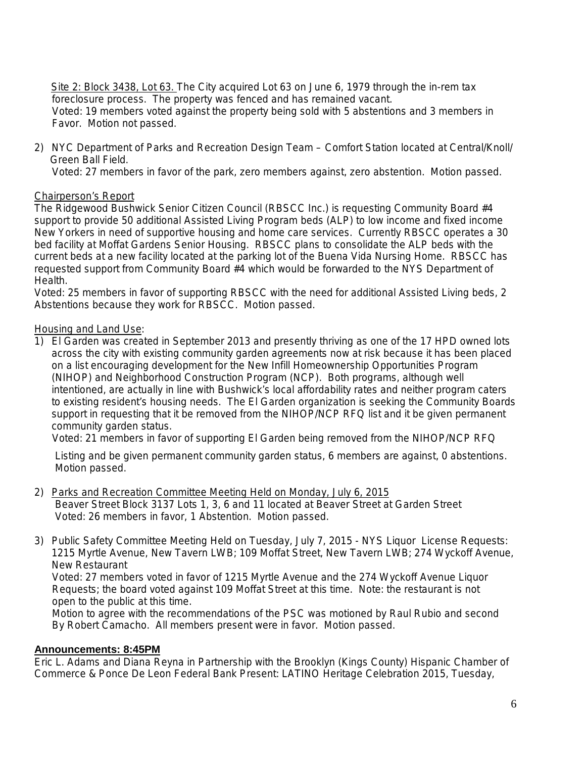Site 2: Block 3438, Lot 63. The City acquired Lot 63 on June 6, 1979 through the in-rem tax foreclosure process. The property was fenced and has remained vacant.
Voted: 19 members voted against the property being sold with 5 abstentions and 3 members in Favor. Motion not passed.

2) NYC Department of Parks and Recreation Design Team – Comfort Station located at Central/Knoll/ Green Ball Field.
Voted: 27 members in favor of the park, zero members against, zero abstention. Motion passed.

Chairperson's Report

The Ridgewood Bushwick Senior Citizen Council (RBSCC Inc.) is requesting Community Board #4 support to provide 50 additional Assisted Living Program beds (ALP) to low income and fixed income New Yorkers in need of supportive housing and home care services. Currently RBSCC operates a 30 bed facility at Moffat Gardens Senior Housing. RBSCC plans to consolidate the ALP beds with the current beds at a new facility located at the parking lot of the Buena Vida Nursing Home. RBSCC has requested support from Community Board #4 which would be forwarded to the NYS Department of Health.

Voted: 25 members in favor of supporting RBSCC with the need for additional Assisted Living beds, 2 Abstentions because they work for RBSCC. Motion passed.

Housing and Land Use:

1) El Garden was created in September 2013 and presently thriving as one of the 17 HPD owned lots across the city with existing community garden agreements now at risk because it has been placed on a list encouraging development for the New Infill Homeownership Opportunities Program (NIHOP) and Neighborhood Construction Program (NCP). Both programs, although well intentioned, are actually in line with Bushwick's local affordability rates and neither program caters to existing resident's housing needs. The El Garden organization is seeking the Community Boards support in requesting that it be removed from the NIHOP/NCP RFQ list and it be given permanent community garden status.
Voted: 21 members in favor of supporting El Garden being removed from the NIHOP/NCP RFQ

Listing and be given permanent community garden status, 6 members are against, 0 abstentions. Motion passed.

2) Parks and Recreation Committee Meeting Held on Monday, July 6, 2015
Beaver Street Block 3137 Lots 1, 3, 6 and 11 located at Beaver Street at Garden Street
Voted: 26 members in favor, 1 Abstention. Motion passed.

3) Public Safety Committee Meeting Held on Tuesday, July 7, 2015 - NYS Liquor License Requests: 1215 Myrtle Avenue, New Tavern LWB; 109 Moffat Street, New Tavern LWB; 274 Wyckoff Avenue, New Restaurant
Voted: 27 members voted in favor of 1215 Myrtle Avenue and the 274 Wyckoff Avenue Liquor Requests; the board voted against 109 Moffat Street at this time. Note: the restaurant is not open to the public at this time.
Motion to agree with the recommendations of the PSC was motioned by Raul Rubio and second By Robert Camacho. All members present were in favor. Motion passed.

**Announcements: 8:45PM**

Eric L. Adams and Diana Reyna in Partnership with the Brooklyn (Kings County) Hispanic Chamber of Commerce & Ponce De Leon Federal Bank Present: LATINO Heritage Celebration 2015, Tuesday,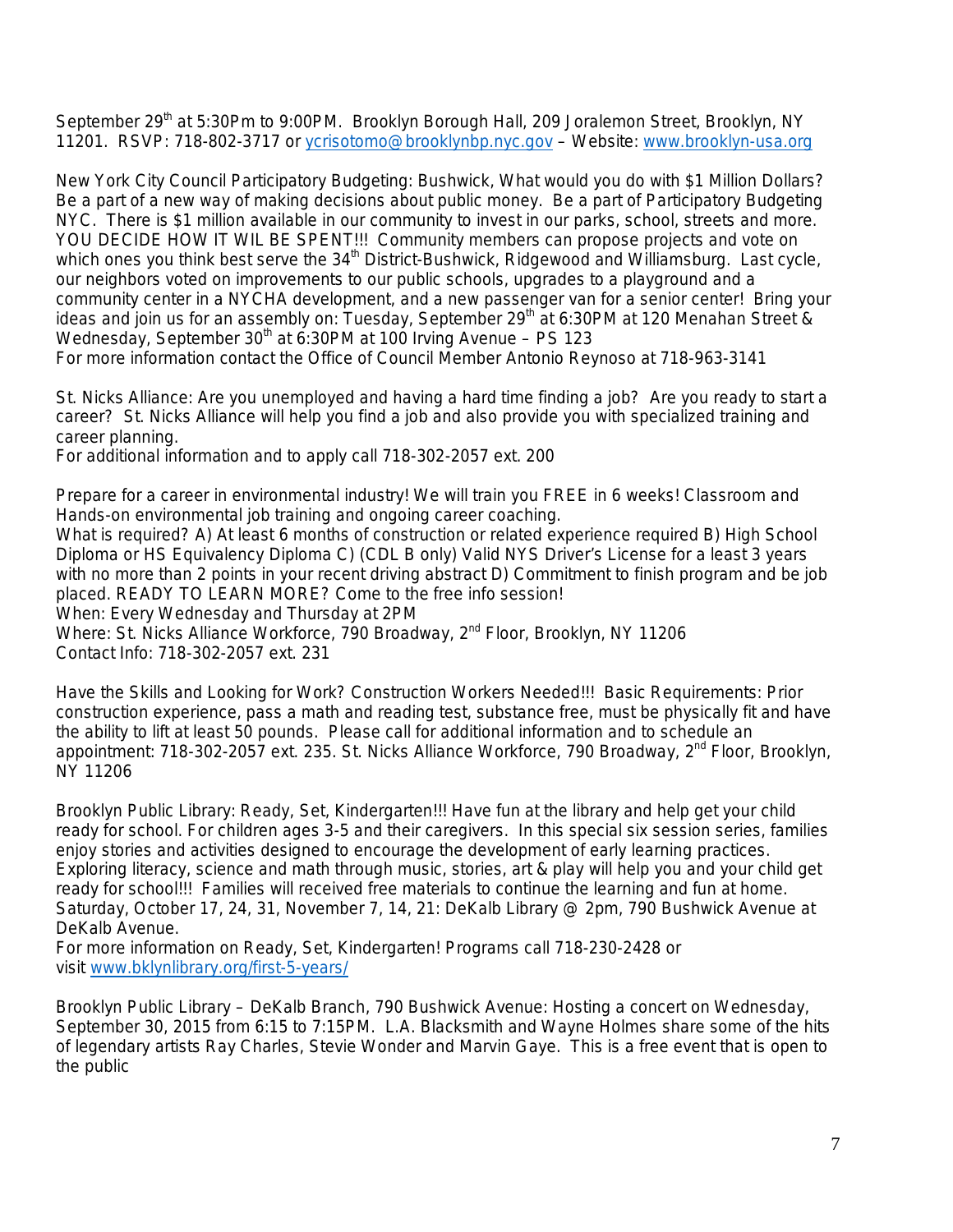September 29th at 5:30Pm to 9:00PM. Brooklyn Borough Hall, 209 Joralemon Street, Brooklyn, NY 11201. RSVP: 718-802-3717 or ycrisotomo@brooklynbp.nyc.gov – Website: www.brooklyn-usa.org

New York City Council Participatory Budgeting: Bushwick, What would you do with $1 Million Dollars? Be a part of a new way of making decisions about public money. Be a part of Participatory Budgeting NYC. There is $1 million available in our community to invest in our parks, school, streets and more. YOU DECIDE HOW IT WIL BE SPENT!!! Community members can propose projects and vote on which ones you think best serve the 34th District-Bushwick, Ridgewood and Williamsburg. Last cycle, our neighbors voted on improvements to our public schools, upgrades to a playground and a community center in a NYCHA development, and a new passenger van for a senior center! Bring your ideas and join us for an assembly on: Tuesday, September 29th at 6:30PM at 120 Menahan Street & Wednesday, September 30th at 6:30PM at 100 Irving Avenue – PS 123
For more information contact the Office of Council Member Antonio Reynoso at 718-963-3141

St. Nicks Alliance: Are you unemployed and having a hard time finding a job? Are you ready to start a career? St. Nicks Alliance will help you find a job and also provide you with specialized training and career planning.
For additional information and to apply call 718-302-2057 ext. 200

Prepare for a career in environmental industry! We will train you FREE in 6 weeks! Classroom and Hands-on environmental job training and ongoing career coaching.
What is required? A) At least 6 months of construction or related experience required B) High School Diploma or HS Equivalency Diploma C) (CDL B only) Valid NYS Driver's License for a least 3 years with no more than 2 points in your recent driving abstract D) Commitment to finish program and be job placed. READY TO LEARN MORE? Come to the free info session!
When: Every Wednesday and Thursday at 2PM
Where: St. Nicks Alliance Workforce, 790 Broadway, 2nd Floor, Brooklyn, NY 11206
Contact Info: 718-302-2057 ext. 231

Have the Skills and Looking for Work? Construction Workers Needed!!! Basic Requirements: Prior construction experience, pass a math and reading test, substance free, must be physically fit and have the ability to lift at least 50 pounds. Please call for additional information and to schedule an appointment: 718-302-2057 ext. 235. St. Nicks Alliance Workforce, 790 Broadway, 2nd Floor, Brooklyn, NY 11206

Brooklyn Public Library: Ready, Set, Kindergarten!!! Have fun at the library and help get your child ready for school. For children ages 3-5 and their caregivers. In this special six session series, families enjoy stories and activities designed to encourage the development of early learning practices. Exploring literacy, science and math through music, stories, art & play will help you and your child get ready for school!!! Families will received free materials to continue the learning and fun at home. Saturday, October 17, 24, 31, November 7, 14, 21: DeKalb Library @ 2pm, 790 Bushwick Avenue at DeKalb Avenue.
For more information on Ready, Set, Kindergarten! Programs call 718-230-2428 or visit www.bklynlibrary.org/first-5-years/

Brooklyn Public Library – DeKalb Branch, 790 Bushwick Avenue: Hosting a concert on Wednesday, September 30, 2015 from 6:15 to 7:15PM. L.A. Blacksmith and Wayne Holmes share some of the hits of legendary artists Ray Charles, Stevie Wonder and Marvin Gaye. This is a free event that is open to the public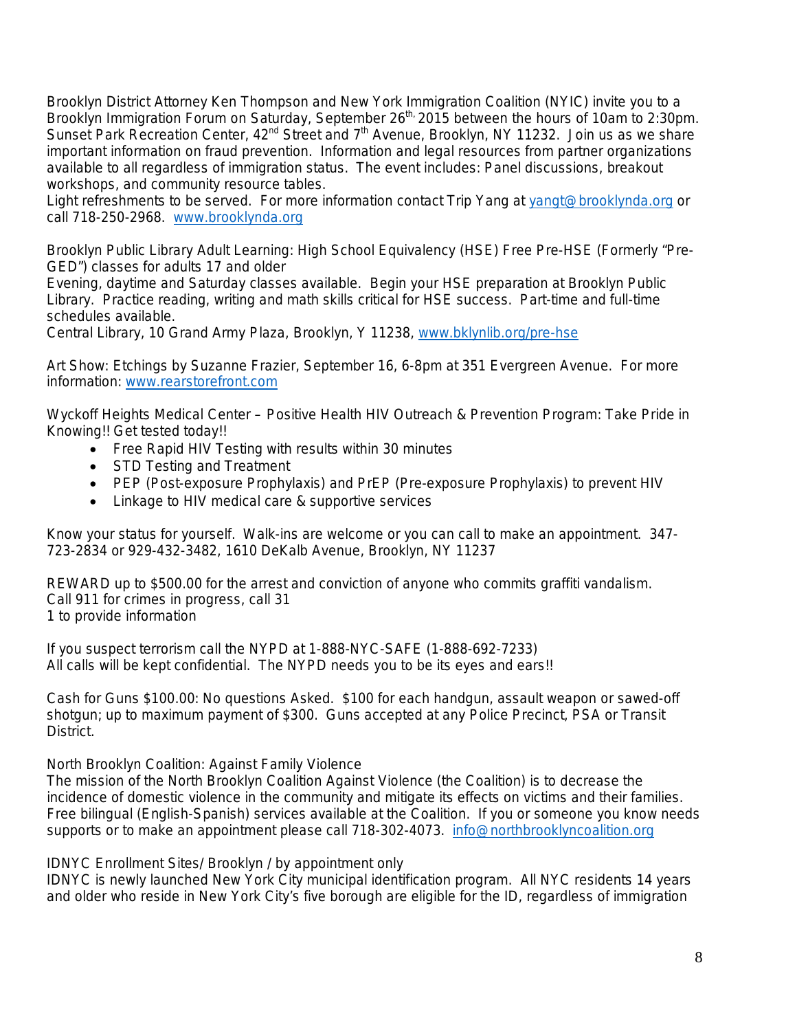Brooklyn District Attorney Ken Thompson and New York Immigration Coalition (NYIC) invite you to a Brooklyn Immigration Forum on Saturday, September 26th, 2015 between the hours of 10am to 2:30pm. Sunset Park Recreation Center, 42nd Street and 7th Avenue, Brooklyn, NY 11232. Join us as we share important information on fraud prevention. Information and legal resources from partner organizations available to all regardless of immigration status. The event includes: Panel discussions, breakout workshops, and community resource tables.
Light refreshments to be served. For more information contact Trip Yang at yangt@brooklynda.org or call 718-250-2968. www.brooklynda.org

Brooklyn Public Library Adult Learning: High School Equivalency (HSE) Free Pre-HSE (Formerly "Pre-GED") classes for adults 17 and older
Evening, daytime and Saturday classes available. Begin your HSE preparation at Brooklyn Public Library. Practice reading, writing and math skills critical for HSE success. Part-time and full-time schedules available.
Central Library, 10 Grand Army Plaza, Brooklyn, Y 11238, www.bklynlib.org/pre-hse

Art Show: Etchings by Suzanne Frazier, September 16, 6-8pm at 351 Evergreen Avenue. For more information: www.rearstorefront.com

Wyckoff Heights Medical Center – Positive Health HIV Outreach & Prevention Program: Take Pride in Knowing!! Get tested today!!

- Free Rapid HIV Testing with results within 30 minutes
- STD Testing and Treatment
- PEP (Post-exposure Prophylaxis) and PrEP (Pre-exposure Prophylaxis) to prevent HIV
- Linkage to HIV medical care & supportive services

Know your status for yourself. Walk-ins are welcome or you can call to make an appointment. 347-723-2834 or 929-432-3482, 1610 DeKalb Avenue, Brooklyn, NY 11237

REWARD up to $500.00 for the arrest and conviction of anyone who commits graffiti vandalism.
Call 911 for crimes in progress, call 31
1 to provide information

If you suspect terrorism call the NYPD at 1-888-NYC-SAFE (1-888-692-7233)
All calls will be kept confidential. The NYPD needs you to be its eyes and ears!!

Cash for Guns $100.00: No questions Asked. $100 for each handgun, assault weapon or sawed-off shotgun; up to maximum payment of $300. Guns accepted at any Police Precinct, PSA or Transit District.

North Brooklyn Coalition: Against Family Violence
The mission of the North Brooklyn Coalition Against Violence (the Coalition) is to decrease the incidence of domestic violence in the community and mitigate its effects on victims and their families. Free bilingual (English-Spanish) services available at the Coalition. If you or someone you know needs supports or to make an appointment please call 718-302-4073. info@northbrooklyncoalition.org

IDNYC Enrollment Sites/ Brooklyn / by appointment only
IDNYC is newly launched New York City municipal identification program. All NYC residents 14 years and older who reside in New York City's five borough are eligible for the ID, regardless of immigration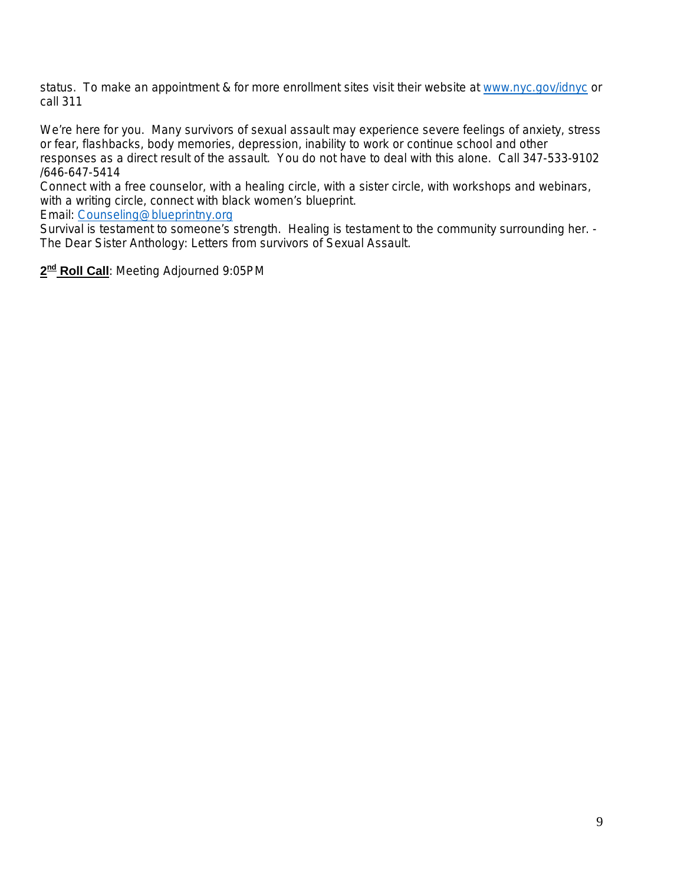status. To make an appointment & for more enrollment sites visit their website at www.nyc.gov/idnyc or call 311

We're here for you. Many survivors of sexual assault may experience severe feelings of anxiety, stress or fear, flashbacks, body memories, depression, inability to work or continue school and other responses as a direct result of the assault. You do not have to deal with this alone. Call 347-533-9102 /646-647-5414
Connect with a free counselor, with a healing circle, with a sister circle, with workshops and webinars, with a writing circle, connect with black women's blueprint.
Email: Counseling@blueprintny.org
Survival is testament to someone's strength. Healing is testament to the community surrounding her. - The Dear Sister Anthology: Letters from survivors of Sexual Assault.

**2nd Roll Call**: Meeting Adjourned 9:05PM